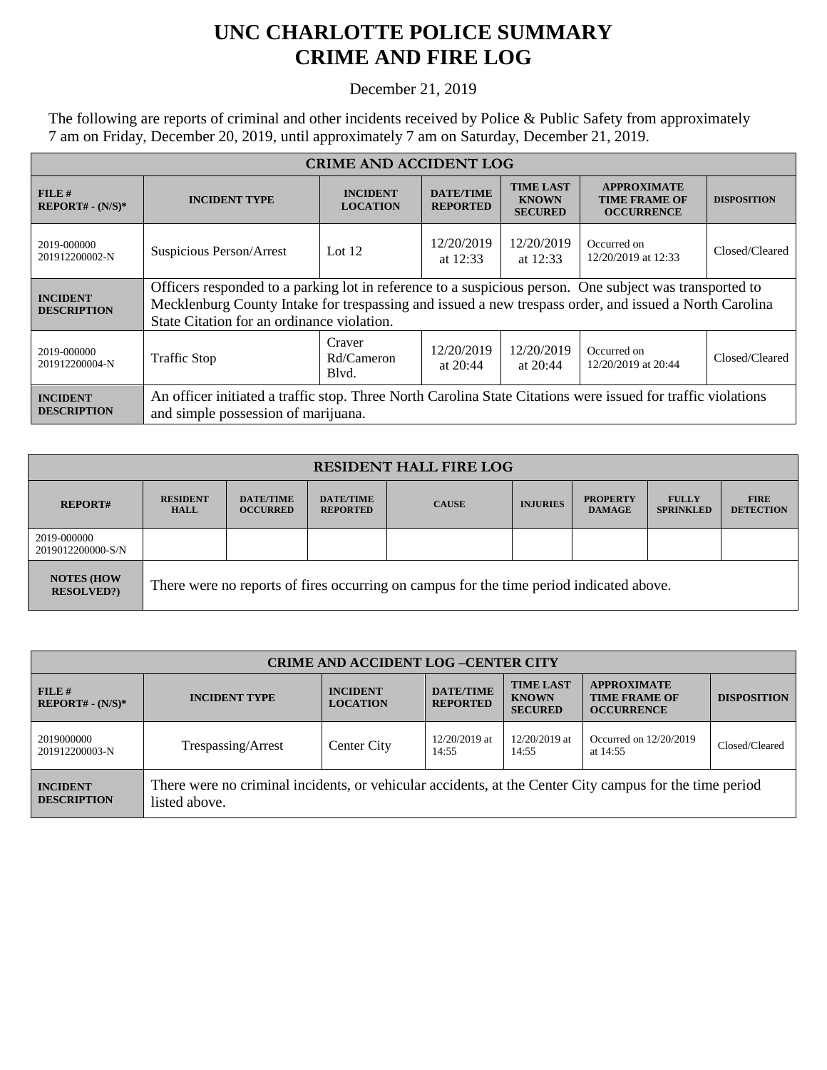# UNC CHARLOTTE POLICE SUMMARY
# CRIME AND FIRE LOG

December 21, 2019

The following are reports of criminal and other incidents received by Police & Public Safety from approximately 7 am on Friday, December 20, 2019, until approximately 7 am on Saturday, December 21, 2019.

| CRIME AND ACCIDENT LOG | | | | | | |
|---|---|---|---|---|---|---|
| **FILE # REPORT# - (N/S)*** | **INCIDENT TYPE** | **INCIDENT LOCATION** | **DATE/TIME REPORTED** | **TIME LAST KNOWN SECURED** | **APPROXIMATE TIME FRAME OF OCCURRENCE** | **DISPOSITION** |
| 2019-000000 201912200002-N | Suspicious Person/Arrest | Lot 12 | 12/20/2019 at 12:33 | 12/20/2019 at 12:33 | Occurred on 12/20/2019 at 12:33 | Closed/Cleared |
| **INCIDENT DESCRIPTION** | Officers responded to a parking lot in reference to a suspicious person. One subject was transported to Mecklenburg County Intake for trespassing and issued a new trespass order, and issued a North Carolina State Citation for an ordinance violation. | | | | | |
| 2019-000000 201912200004-N | Traffic Stop | Craver Rd/Cameron Blvd. | 12/20/2019 at 20:44 | 12/20/2019 at 20:44 | Occurred on 12/20/2019 at 20:44 | Closed/Cleared |
| **INCIDENT DESCRIPTION** | An officer initiated a traffic stop. Three North Carolina State Citations were issued for traffic violations and simple possession of marijuana. | | | | | |

| RESIDENT HALL FIRE LOG | | | | | | | | |
|---|---|---|---|---|---|---|---|---|
| **REPORT#** | **RESIDENT HALL** | **DATE/TIME OCCURRED** | **DATE/TIME REPORTED** | **CAUSE** | **INJURIES** | **PROPERTY DAMAGE** | **FULLY SPRINKLED** | **FIRE DETECTION** |
| 2019-000000 2019012200000-S/N | | | | | | | | |
| **NOTES (HOW RESOLVED?)** | There were no reports of fires occurring on campus for the time period indicated above. | | | | | | | |

| CRIME AND ACCIDENT LOG –CENTER CITY | | | | | | |
|---|---|---|---|---|---|---|
| **FILE # REPORT# - (N/S)*** | **INCIDENT TYPE** | **INCIDENT LOCATION** | **DATE/TIME REPORTED** | **TIME LAST KNOWN SECURED** | **APPROXIMATE TIME FRAME OF OCCURRENCE** | **DISPOSITION** |
| 2019000000 201912200003-N | Trespassing/Arrest | Center City | 12/20/2019 at 14:55 | 12/20/2019 at 14:55 | Occurred on 12/20/2019 at 14:55 | Closed/Cleared |
| **INCIDENT DESCRIPTION** | There were no criminal incidents, or vehicular accidents, at the Center City campus for the time period listed above. | | | | | |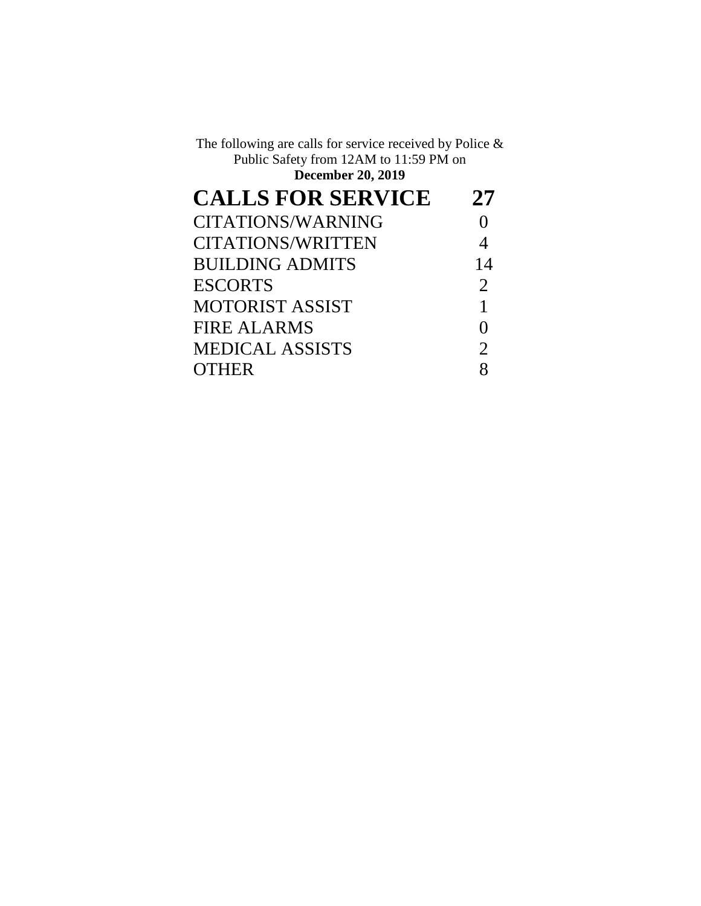The following are calls for service received by Police & Public Safety from 12AM to 11:59 PM on

**December 20, 2019**

| | |
|---|---|
| **CALLS FOR SERVICE** | **27** |
| CITATIONS/WARNING | 0 |
| CITATIONS/WRITTEN | 4 |
| BUILDING ADMITS | 14 |
| ESCORTS | 2 |
| MOTORIST ASSIST | 1 |
| FIRE ALARMS | 0 |
| MEDICAL ASSISTS | 2 |
| OTHER | 8 |